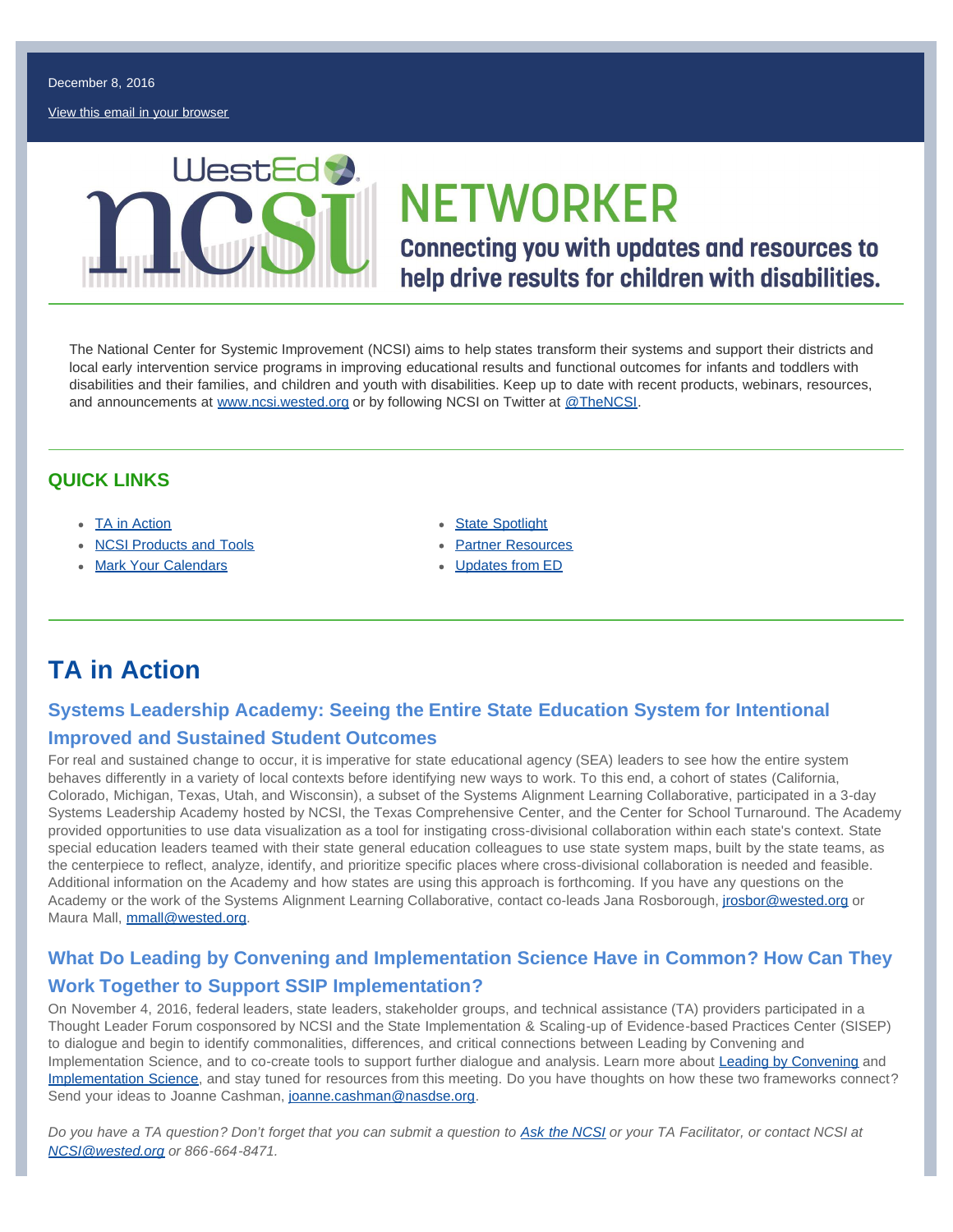December 8, 2016

View this email in your browser

# NETWORKER

**Connecting you with updates and resources to help drive results for children with disabilities.**

The National Center for Systemic Improvement (NCSI) aims to help states transform their systems and support their districts and local early intervention service programs in improving educational results and functional outcomes for infants and toddlers with disabilities and their families, and children and youth with disabilities. Keep up to date with recent products, webinars, resources, and announcements at www.ncsi.wested.org or by following NCSI on Twitter at @TheNCSI.

## QUICK LINKS

- TA in Action
- NCSI Products and Tools
- Mark Your Calendars
- State Spotlight
- Partner Resources
- Updates from ED

## TA in Action

### Systems Leadership Academy: Seeing the Entire State Education System for Intentional Improved and Sustained Student Outcomes

For real and sustained change to occur, it is imperative for state educational agency (SEA) leaders to see how the entire system behaves differently in a variety of local contexts before identifying new ways to work. To this end, a cohort of states (California, Colorado, Michigan, Texas, Utah, and Wisconsin), a subset of the Systems Alignment Learning Collaborative, participated in a 3-day Systems Leadership Academy hosted by NCSI, the Texas Comprehensive Center, and the Center for School Turnaround. The Academy provided opportunities to use data visualization as a tool for instigating cross-divisional collaboration within each state's context. State special education leaders teamed with their state general education colleagues to use state system maps, built by the state teams, as the centerpiece to reflect, analyze, identify, and prioritize specific places where cross-divisional collaboration is needed and feasible. Additional information on the Academy and how states are using this approach is forthcoming. If you have any questions on the Academy or the work of the Systems Alignment Learning Collaborative, contact co-leads Jana Rosborough, jrosbor@wested.org or Maura Mall, mmall@wested.org.

### What Do Leading by Convening and Implementation Science Have in Common? How Can They Work Together to Support SSIP Implementation?

On November 4, 2016, federal leaders, state leaders, stakeholder groups, and technical assistance (TA) providers participated in a Thought Leader Forum cosponsored by NCSI and the State Implementation & Scaling-up of Evidence-based Practices Center (SISEP) to dialogue and begin to identify commonalities, differences, and critical connections between Leading by Convening and Implementation Science, and to co-create tools to support further dialogue and analysis. Learn more about Leading by Convening and Implementation Science, and stay tuned for resources from this meeting. Do you have thoughts on how these two frameworks connect? Send your ideas to Joanne Cashman, joanne.cashman@nasdse.org.

*Do you have a TA question? Don't forget that you can submit a question to Ask the NCSI or your TA Facilitator, or contact NCSI at NCSI@wested.org or 866-664-8471.*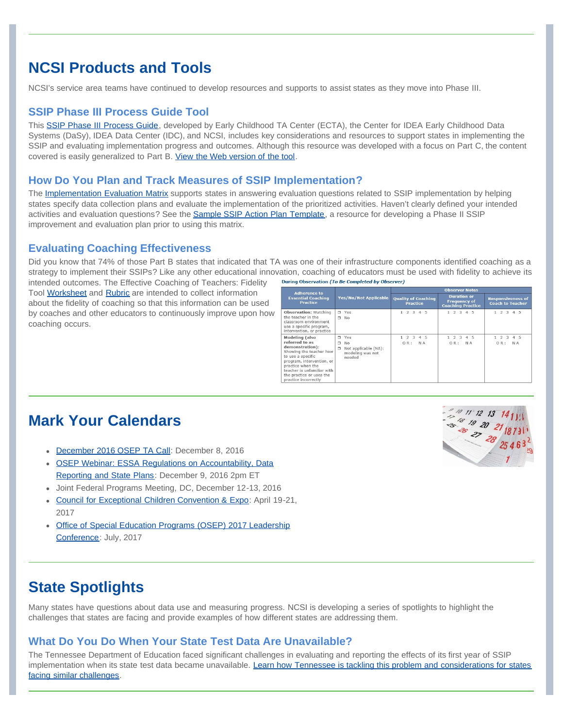## NCSI Products and Tools

NCSI's service area teams have continued to develop resources and supports to assist states as they move into Phase III.

### SSIP Phase III Process Guide Tool

This SSIP Phase III Process Guide, developed by Early Childhood TA Center (ECTA), the Center for IDEA Early Childhood Data Systems (DaSy), IDEA Data Center (IDC), and NCSI, includes key considerations and resources to support states in implementing the SSIP and evaluating implementation progress and outcomes. Although this resource was developed with a focus on Part C, the content covered is easily generalized to Part B. View the Web version of the tool.

### How Do You Plan and Track Measures of SSIP Implementation?

The Implementation Evaluation Matrix supports states in answering evaluation questions related to SSIP implementation by helping states specify data collection plans and evaluate the implementation of the prioritized activities. Haven't clearly defined your intended activities and evaluation questions? See the Sample SSIP Action Plan Template, a resource for developing a Phase II SSIP improvement and evaluation plan prior to using this matrix.

### Evaluating Coaching Effectiveness

Did you know that 74% of those Part B states that indicated that TA was one of their infrastructure components identified coaching as a strategy to implement their SSIPs? Like any other educational innovation, coaching of educators must be used with fidelity to achieve its intended outcomes. The Effective Coaching of Teachers: Fidelity Tool Worksheet and Rubric are intended to collect information about the fidelity of coaching so that this information can be used by coaches and other educators to continuously improve upon how coaching occurs.

**During Observation** *(To Be Completed by Observer)*

| Adherence to Essential Coaching Practice | Yes/No/Not Applicable | Observer Notes | | |
|---|---|---|---|---|
| | | Quality of Coaching Practice | Duration or Frequency of Coaching Practice | Responsiveness of Coach to Teacher |
| **Observation:** Watching the teacher in the classroom environment use a specific program, intervention, or practice | ❐ Yes ❐ No | 1 2 3 4 5 | 1 2 3 4 5 | 1 2 3 4 5 |
| **Modeling (also referred to as demonstration):** Showing the teacher how to use a specific program, intervention, or practice when the teacher is unfamiliar with the practice or uses the practice incorrectly | ❐ Yes ❐ No ❐ Not applicable (NA): modeling was not needed | 1 2 3 4 5 OR: NA | 1 2 3 4 5 OR: NA | 1 2 3 4 5 OR: NA |

## Mark Your Calendars

- December 2016 OSEP TA Call: December 8, 2016
- OSEP Webinar: ESSA Regulations on Accountability, Data Reporting and State Plans: December 9, 2016 2pm ET
- Joint Federal Programs Meeting, DC, December 12-13, 2016
- Council for Exceptional Children Convention & Expo: April 19-21, 2017
- Office of Special Education Programs (OSEP) 2017 Leadership Conference: July, 2017

## State Spotlights

Many states have questions about data use and measuring progress. NCSI is developing a series of spotlights to highlight the challenges that states are facing and provide examples of how different states are addressing them.

### What Do You Do When Your State Test Data Are Unavailable?

The Tennessee Department of Education faced significant challenges in evaluating and reporting the effects of its first year of SSIP implementation when its state test data became unavailable. Learn how Tennessee is tackling this problem and considerations for states facing similar challenges.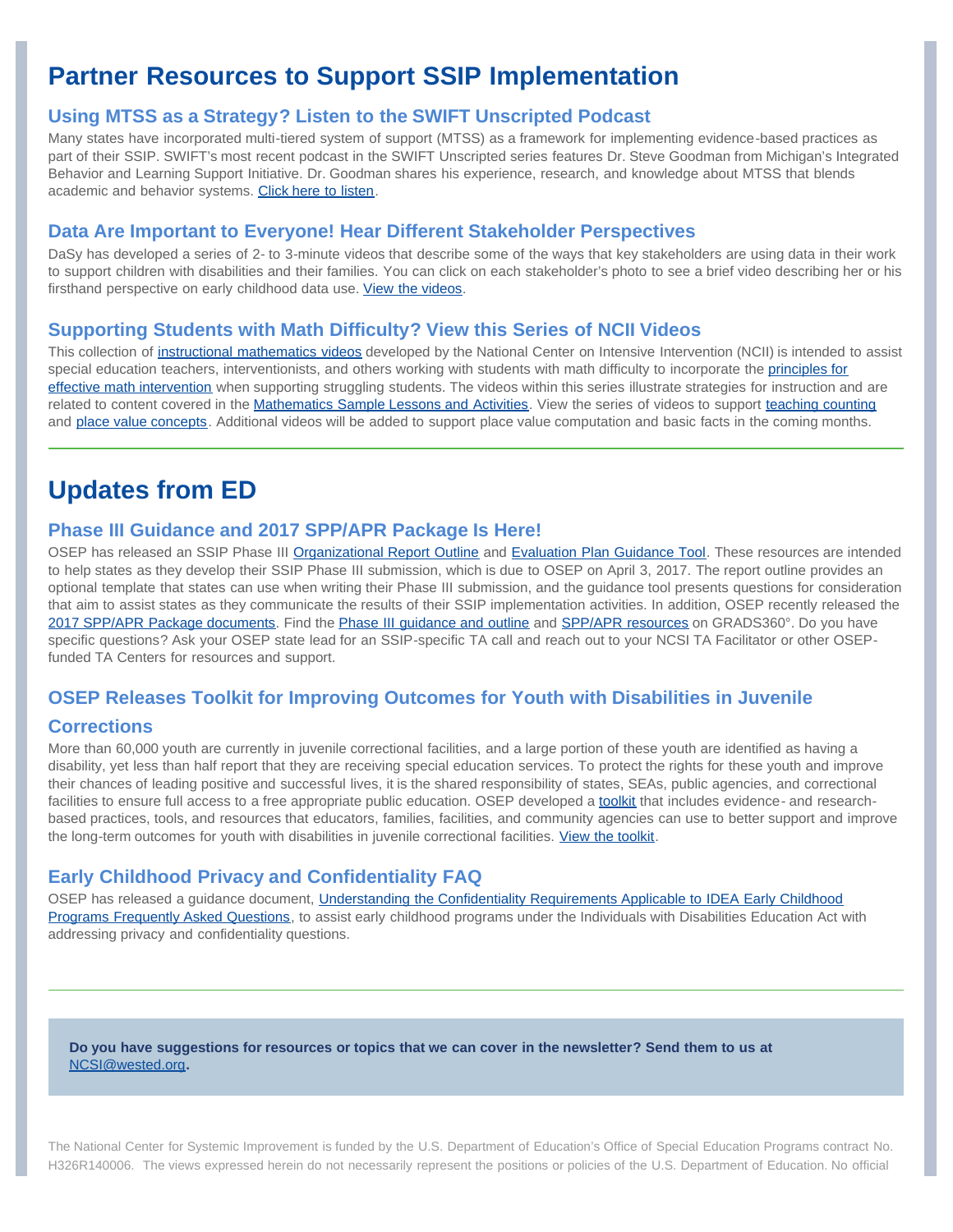# Partner Resources to Support SSIP Implementation

## Using MTSS as a Strategy? Listen to the SWIFT Unscripted Podcast

Many states have incorporated multi-tiered system of support (MTSS) as a framework for implementing evidence-based practices as part of their SSIP. SWIFT's most recent podcast in the SWIFT Unscripted series features Dr. Steve Goodman from Michigan's Integrated Behavior and Learning Support Initiative. Dr. Goodman shares his experience, research, and knowledge about MTSS that blends academic and behavior systems. Click here to listen.

## Data Are Important to Everyone! Hear Different Stakeholder Perspectives

DaSy has developed a series of 2- to 3-minute videos that describe some of the ways that key stakeholders are using data in their work to support children with disabilities and their families. You can click on each stakeholder's photo to see a brief video describing her or his firsthand perspective on early childhood data use. View the videos.

## Supporting Students with Math Difficulty? View this Series of NCII Videos

This collection of instructional mathematics videos developed by the National Center on Intensive Intervention (NCII) is intended to assist special education teachers, interventionists, and others working with students with math difficulty to incorporate the principles for effective math intervention when supporting struggling students. The videos within this series illustrate strategies for instruction and are related to content covered in the Mathematics Sample Lessons and Activities. View the series of videos to support teaching counting and place value concepts. Additional videos will be added to support place value computation and basic facts in the coming months.

---

# Updates from ED

## Phase III Guidance and 2017 SPP/APR Package Is Here!

OSEP has released an SSIP Phase III Organizational Report Outline and Evaluation Plan Guidance Tool. These resources are intended to help states as they develop their SSIP Phase III submission, which is due to OSEP on April 3, 2017. The report outline provides an optional template that states can use when writing their Phase III submission, and the guidance tool presents questions for consideration that aim to assist states as they communicate the results of their SSIP implementation activities. In addition, OSEP recently released the 2017 SPP/APR Package documents. Find the Phase III guidance and outline and SPP/APR resources on GRADS360°. Do you have specific questions? Ask your OSEP state lead for an SSIP-specific TA call and reach out to your NCSI TA Facilitator or other OSEP-funded TA Centers for resources and support.

## OSEP Releases Toolkit for Improving Outcomes for Youth with Disabilities in Juvenile Corrections

More than 60,000 youth are currently in juvenile correctional facilities, and a large portion of these youth are identified as having a disability, yet less than half report that they are receiving special education services. To protect the rights for these youth and improve their chances of leading positive and successful lives, it is the shared responsibility of states, SEAs, public agencies, and correctional facilities to ensure full access to a free appropriate public education. OSEP developed a toolkit that includes evidence- and research-based practices, tools, and resources that educators, families, facilities, and community agencies can use to better support and improve the long-term outcomes for youth with disabilities in juvenile correctional facilities. View the toolkit.

## Early Childhood Privacy and Confidentiality FAQ

OSEP has released a guidance document, Understanding the Confidentiality Requirements Applicable to IDEA Early Childhood Programs Frequently Asked Questions, to assist early childhood programs under the Individuals with Disabilities Education Act with addressing privacy and confidentiality questions.

---

**Do you have suggestions for resources or topics that we can cover in the newsletter? Send them to us at NCSI@wested.org.**

The National Center for Systemic Improvement is funded by the U.S. Department of Education's Office of Special Education Programs contract No. H326R140006. The views expressed herein do not necessarily represent the positions or policies of the U.S. Department of Education. No official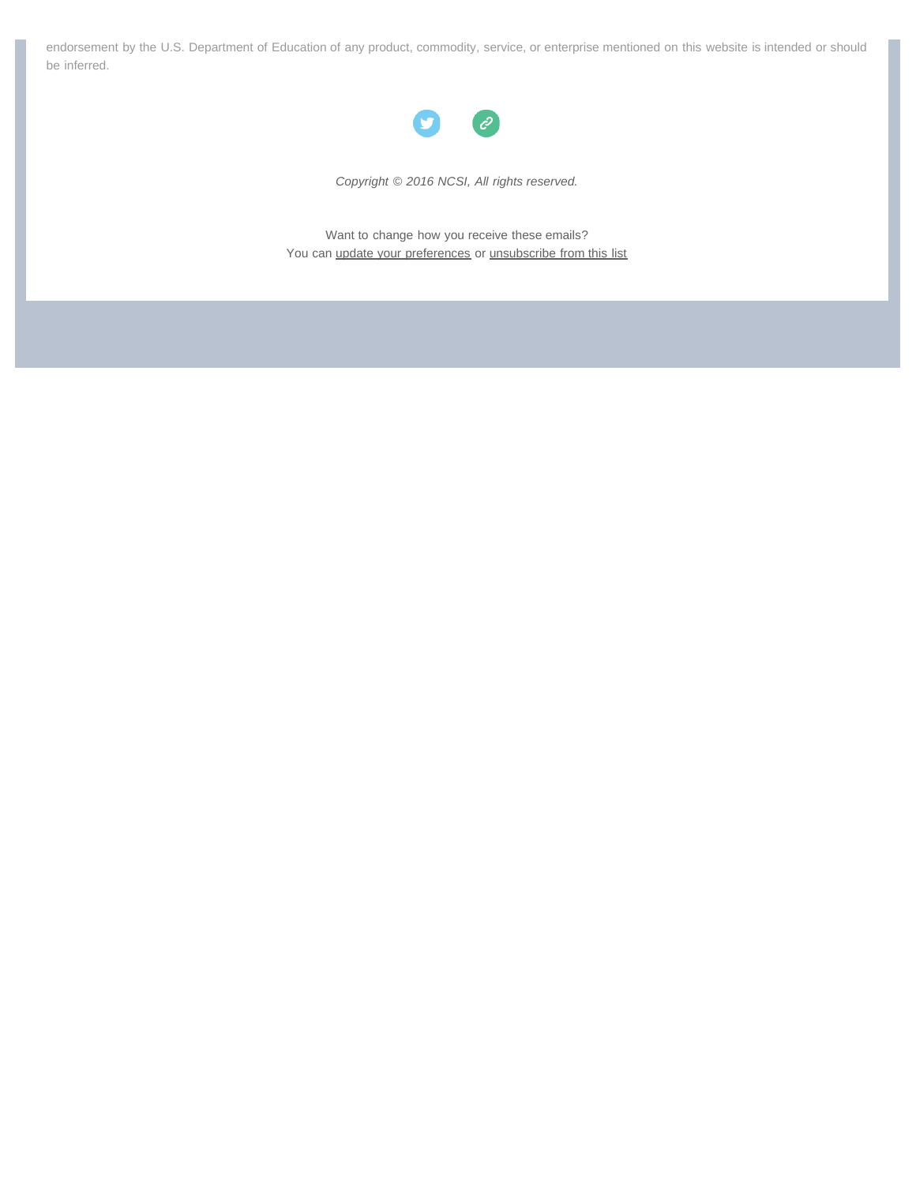endorsement by the U.S. Department of Education of any product, commodity, service, or enterprise mentioned on this website is intended or should be inferred.

*Copyright © 2016 NCSI, All rights reserved.*

Want to change how you receive these emails?
You can update your preferences or unsubscribe from this list